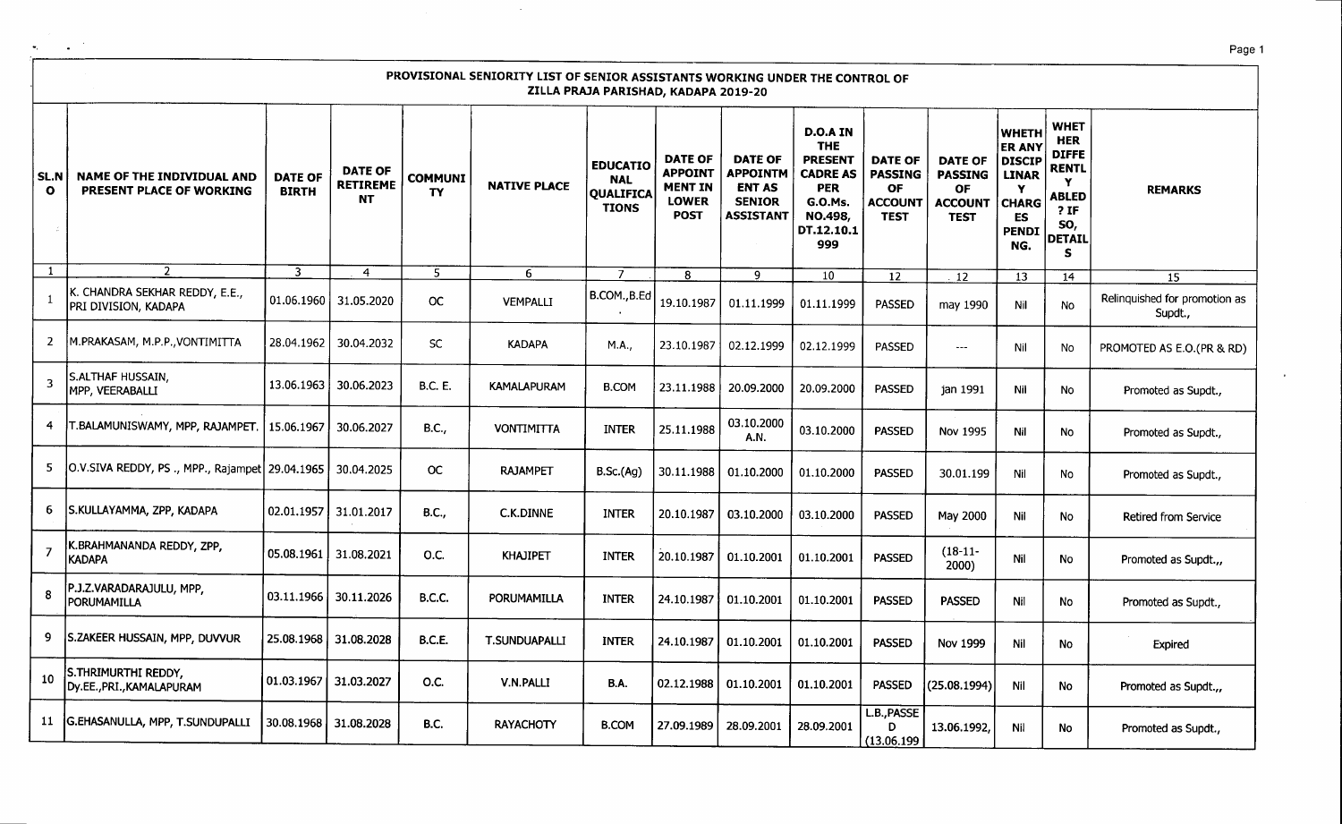## PROVISIONAL SENIORITY LIST OF SENIOR ASSISTANTS WORKING UNDER THE CONTROL OF ZILLA PRAJA PARISHAD, KADAPA 2019-20

| SL.NO | NAME OF THE INDIVIDUAL AND PRESENT PLACE OF WORKING | DATE OF BIRTH | DATE OF RETIREMENT | COMMUNITY | NATIVE PLACE | EDUCATIONAL QUALIFICATIONS | DATE OF APPOINTMENT IN LOWER POST | DATE OF APPOINTMENT AS SENIOR ASSISTANT | D.O.A IN THE PRESENT CADRE AS PER G.O.Ms. NO.498, DT.12.10.1999 | DATE OF PASSING OF ACCOUNT TEST | DATE OF PASSING OF ACCOUNT TEST | WHETHER ANY DISCIPLINARY CHARGES PENDING. | WHETHER DIFFERENTLY ABLED ? IF SO, DETAILS | REMARKS |
|---|---|---|---|---|---|---|---|---|---|---|---|---|---|---|
| 1 | 2 | 3 | 4 | 5 | 6 | 7 | 8 | 9 | 10 | 12 | 12 | 13 | 14 | 15 |
| 1 | K. CHANDRA SEKHAR REDDY, E.E., PRI DIVISION, KADAPA | 01.06.1960 | 31.05.2020 | OC | VEMPALLI | B.COM.,B.Ed | 19.10.1987 | 01.11.1999 | 01.11.1999 | PASSED | may 1990 | Nil | No | Relinquished for promotion as Supdt., |
| 2 | M.PRAKASAM, M.P.P.,VONTIMITTA | 28.04.1962 | 30.04.2032 | SC | KADAPA | M.A., | 23.10.1987 | 02.12.1999 | 02.12.1999 | PASSED | --- | Nil | No | PROMOTED AS E.O.(PR & RD) |
| 3 | S.ALTHAF HUSSAIN, MPP, VEERABALLI | 13.06.1963 | 30.06.2023 | B.C. E. | KAMALAPURAM | B.COM | 23.11.1988 | 20.09.2000 | 20.09.2000 | PASSED | jan 1991 | Nil | No | Promoted as Supdt., |
| 4 | T.BALAMUNISWAMY, MPP, RAJAMPET. | 15.06.1967 | 30.06.2027 | B.C., | VONTIMITTA | INTER | 25.11.1988 | 03.10.2000 A.N. | 03.10.2000 | PASSED | Nov 1995 | Nil | No | Promoted as Supdt., |
| 5 | O.V.SIVA REDDY, PS ., MPP., Rajampet | 29.04.1965 | 30.04.2025 | OC | RAJAMPET | B.Sc.(Ag) | 30.11.1988 | 01.10.2000 | 01.10.2000 | PASSED | 30.01.199 | Nil | No | Promoted as Supdt., |
| 6 | S.KULLAYAMMA, ZPP, KADAPA | 02.01.1957 | 31.01.2017 | B.C., | C.K.DINNE | INTER | 20.10.1987 | 03.10.2000 | 03.10.2000 | PASSED | May 2000 | Nil | No | Retired from Service |
| 7 | K.BRAHMANANDA REDDY, ZPP, KADAPA | 05.08.1961 | 31.08.2021 | O.C. | KHAJIPET | INTER | 20.10.1987 | 01.10.2001 | 01.10.2001 | PASSED | (18-11-2000) | Nil | No | Promoted as Supdt.,, |
| 8 | P.J.Z.VARADARAJULU, MPP, PORUMAMILLA | 03.11.1966 | 30.11.2026 | B.C.C. | PORUMAMILLA | INTER | 24.10.1987 | 01.10.2001 | 01.10.2001 | PASSED | PASSED | Nil | No | Promoted as Supdt., |
| 9 | S.ZAKEER HUSSAIN, MPP, DUVVUR | 25.08.1968 | 31.08.2028 | B.C.E. | T.SUNDUAPALLI | INTER | 24.10.1987 | 01.10.2001 | 01.10.2001 | PASSED | Nov 1999 | Nil | No | Expired |
| 10 | S.THRIMURTHI REDDY, Dy.EE.,PRI.,KAMALAPURAM | 01.03.1967 | 31.03.2027 | O.C. | V.N.PALLI | B.A. | 02.12.1988 | 01.10.2001 | 01.10.2001 | PASSED | (25.08.1994) | Nil | No | Promoted as Supdt.,, |
| 11 | G.EHASANULLA, MPP, T.SUNDUPALLI | 30.08.1968 | 31.08.2028 | B.C. | RAYACHOTY | B.COM | 27.09.1989 | 28.09.2001 | 28.09.2001 | L.B.,PASSED (13.06.199 | 13.06.1992, | Nil | No | Promoted as Supdt., |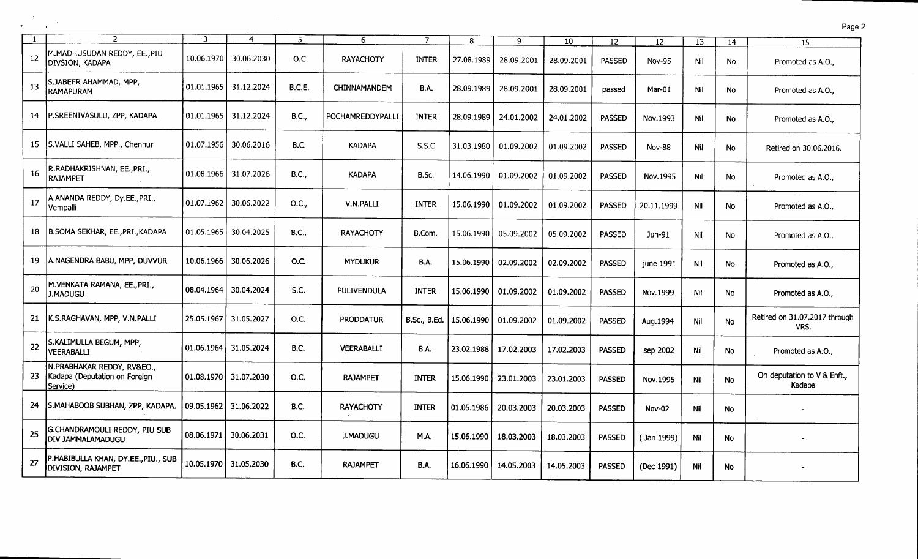| 1 | 2 | 3 | 4 | 5 | 6 | 7 | 8 | 9 | 10 | 12 | 12 | 13 | 14 | 15 |
|---|---|---|---|---|---|---|---|---|---|---|---|---|---|---|
| 12 | M.MADHUSUDAN REDDY, EE.,PIU DIVSION, KADAPA | 10.06.1970 | 30.06.2030 | O.C | RAYACHOTY | INTER | 27.08.1989 | 28.09.2001 | 28.09.2001 | PASSED | Nov-95 | Nil | No | Promoted as A.O., |
| 13 | S.JABEER AHAMMAD, MPP, RAMAPURAM | 01.01.1965 | 31.12.2024 | B.C.E. | CHINNAMANDEM | B.A. | 28.09.1989 | 28.09.2001 | 28.09.2001 | passed | Mar-01 | Nil | No | Promoted as A.O., |
| 14 | P.SREENIVASULU, ZPP, KADAPA | 01.01.1965 | 31.12.2024 | B.C., | POCHAMREDDYPALLI | INTER | 28.09.1989 | 24.01.2002 | 24.01.2002 | PASSED | Nov.1993 | Nil | No | Promoted as A.O., |
| 15 | S.VALLI SAHEB, MPP., Chennur | 01.07.1956 | 30.06.2016 | B.C. | KADAPA | S.S.C | 31.03.1980 | 01.09.2002 | 01.09.2002 | PASSED | Nov-88 | Nil | No | Retired on 30.06.2016. |
| 16 | R.RADHAKRISHNAN, EE.,PRI., RAJAMPET | 01.08.1966 | 31.07.2026 | B.C., | KADAPA | B.Sc. | 14.06.1990 | 01.09.2002 | 01.09.2002 | PASSED | Nov.1995 | Nil | No | Promoted as A.O., |
| 17 | A.ANANDA REDDY, Dy.EE.,PRI., Vempalli | 01.07.1962 | 30.06.2022 | O.C., | V.N.PALLI | INTER | 15.06.1990 | 01.09.2002 | 01.09.2002 | PASSED | 20.11.1999 | Nil | No | Promoted as A.O., |
| 18 | B.SOMA SEKHAR, EE.,PRI.,KADAPA | 01.05.1965 | 30.04.2025 | B.C., | RAYACHOTY | B.Com. | 15.06.1990 | 05.09.2002 | 05.09.2002 | PASSED | Jun-91 | Nil | No | Promoted as A.O., |
| 19 | A.NAGENDRA BABU, MPP, DUVVUR | 10.06.1966 | 30.06.2026 | O.C. | MYDUKUR | B.A. | 15.06.1990 | 02.09.2002 | 02.09.2002 | PASSED | june 1991 | Nil | No | Promoted as A.O., |
| 20 | M.VENKATA RAMANA, EE.,PRI., J.MADUGU | 08.04.1964 | 30.04.2024 | S.C. | PULIVENDULA | INTER | 15.06.1990 | 01.09.2002 | 01.09.2002 | PASSED | Nov.1999 | Nil | No | Promoted as A.O., |
| 21 | K.S.RAGHAVAN, MPP, V.N.PALLI | 25.05.1967 | 31.05.2027 | O.C. | PRODDATUR | B.Sc., B.Ed. | 15.06.1990 | 01.09.2002 | 01.09.2002 | PASSED | Aug.1994 | Nil | No | Retired on 31.07.2017 through VRS. |
| 22 | S.KALIMULLA BEGUM, MPP, VEERABALLI | 01.06.1964 | 31.05.2024 | B.C. | VEERABALLI | B.A. | 23.02.1988 | 17.02.2003 | 17.02.2003 | PASSED | sep 2002 | Nil | No | Promoted as A.O., |
| 23 | N.PRABHAKAR REDDY, RV&EO., Kadapa (Deputation on Foreign Service) | 01.08.1970 | 31.07.2030 | O.C. | RAJAMPET | INTER | 15.06.1990 | 23.01.2003 | 23.01.2003 | PASSED | Nov.1995 | Nil | No | On deputation to V & Enft., Kadapa |
| 24 | S.MAHABOOB SUBHAN, ZPP, KADAPA. | 09.05.1962 | 31.06.2022 | B.C. | RAYACHOTY | INTER | 01.05.1986 | 20.03.2003 | 20.03.2003 | PASSED | Nov-02 | Nil | No | - |
| 25 | G.CHANDRAMOULI REDDY, PIU SUB DIV JAMMALAMADUGU | 08.06.1971 | 30.06.2031 | O.C. | J.MADUGU | M.A. | 15.06.1990 | 18.03.2003 | 18.03.2003 | PASSED | ( Jan 1999) | Nil | No | - |
| 27 | P.HABIBULLA KHAN, DY.EE.,PIU., SUB DIVISION, RAJAMPET | 10.05.1970 | 31.05.2030 | B.C. | RAJAMPET | B.A. | 16.06.1990 | 14.05.2003 | 14.05.2003 | PASSED | (Dec 1991) | Nil | No | - |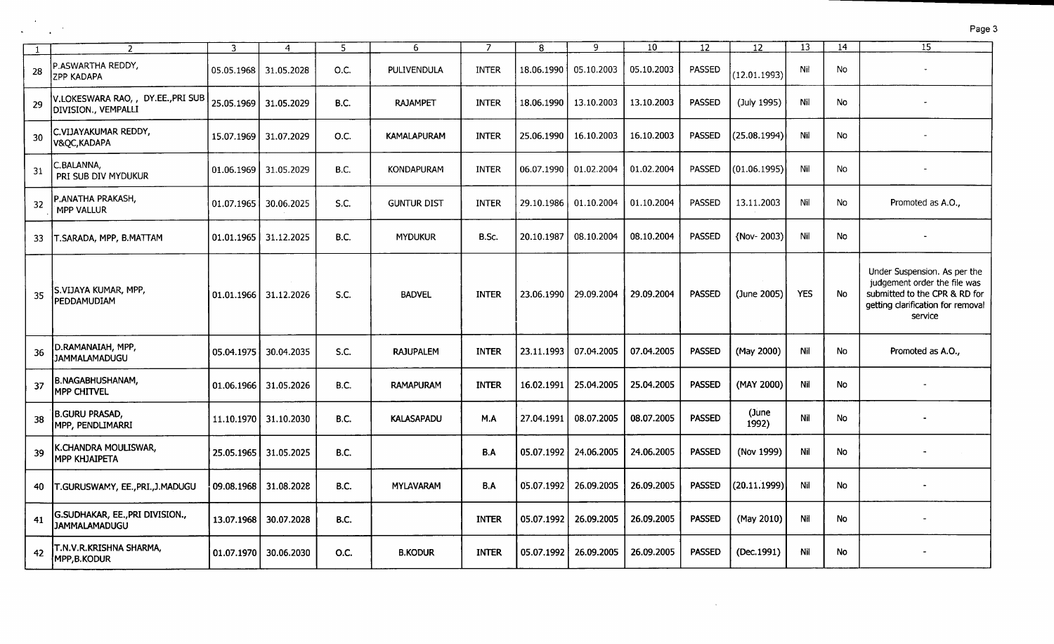| 1 | 2 | 3 | 4 | 5 | 6 | 7 | 8 | 9 | 10 | 12 | 12 | 13 | 14 | 15 |
|---|---|---|---|---|---|---|---|---|---|---|---|---|---|---|
| 28 | P.ASWARTHA REDDY, ZPP KADAPA | 05.05.1968 | 31.05.2028 | O.C. | PULIVENDULA | INTER | 18.06.1990 | 05.10.2003 | 05.10.2003 | PASSED | (12.01.1993) | Nil | No | - |
| 29 | V.LOKESWARA RAO, , DY.EE.,PRI SUB DIVISION., VEMPALLI | 25.05.1969 | 31.05.2029 | B.C. | RAJAMPET | INTER | 18.06.1990 | 13.10.2003 | 13.10.2003 | PASSED | (July 1995) | Nil | No | - |
| 30 | C.VIJAYAKUMAR REDDY, V&QC,KADAPA | 15.07.1969 | 31.07.2029 | O.C. | KAMALAPURAM | INTER | 25.06.1990 | 16.10.2003 | 16.10.2003 | PASSED | (25.08.1994) | Nil | No | - |
| 31 | C.BALANNA, PRI SUB DIV MYDUKUR | 01.06.1969 | 31.05.2029 | B.C. | KONDAPURAM | INTER | 06.07.1990 | 01.02.2004 | 01.02.2004 | PASSED | (01.06.1995) | Nil | No | - |
| 32 | P.ANATHA PRAKASH, MPP VALLUR | 01.07.1965 | 30.06.2025 | S.C. | GUNTUR DIST | INTER | 29.10.1986 | 01.10.2004 | 01.10.2004 | PASSED | 13.11.2003 | Nil | No | Promoted as A.O., |
| 33 | T.SARADA, MPP, B.MATTAM | 01.01.1965 | 31.12.2025 | B.C. | MYDUKUR | B.Sc. | 20.10.1987 | 08.10.2004 | 08.10.2004 | PASSED | (Nov- 2003) | Nil | No | - |
| 35 | S.VIJAYA KUMAR, MPP, PEDDAMUDIAM | 01.01.1966 | 31.12.2026 | S.C. | BADVEL | INTER | 23.06.1990 | 29.09.2004 | 29.09.2004 | PASSED | (June 2005) | YES | No | Under Suspension. As per the judgement order the file was submitted to the CPR & RD for getting clarification for removal service |
| 36 | D.RAMANAIAH, MPP, JAMMALAMADUGU | 05.04.1975 | 30.04.2035 | S.C. | RAJUPALEM | INTER | 23.11.1993 | 07.04.2005 | 07.04.2005 | PASSED | (May 2000) | Nil | No | Promoted as A.O., |
| 37 | B.NAGABHUSHANAM, MPP CHITVEL | 01.06.1966 | 31.05.2026 | B.C. | RAMAPURAM | INTER | 16.02.1991 | 25.04.2005 | 25.04.2005 | PASSED | (MAY 2000) | Nil | No | - |
| 38 | B.GURU PRASAD, MPP, PENDLIMARRI | 11.10.1970 | 31.10.2030 | B.C. | KALASAPADU | M.A | 27.04.1991 | 08.07.2005 | 08.07.2005 | PASSED | (June 1992) | Nil | No | - |
| 39 | K.CHANDRA MOULISWAR, MPP KHJAIPETA | 25.05.1965 | 31.05.2025 | B.C. | | B.A | 05.07.1992 | 24.06.2005 | 24.06.2005 | PASSED | (Nov 1999) | Nil | No | - |
| 40 | T.GURUSWAMY, EE.,PRI.,J.MADUGU | 09.08.1968 | 31.08.2028 | B.C. | MYLAVARAM | B.A | 05.07.1992 | 26.09.2005 | 26.09.2005 | PASSED | (20.11.1999) | Nil | No | - |
| 41 | G.SUDHAKAR, EE.,PRI DIVISION., JAMMALAMADUGU | 13.07.1968 | 30.07.2028 | B.C. | | INTER | 05.07.1992 | 26.09.2005 | 26.09.2005 | PASSED | (May 2010) | Nil | No | - |
| 42 | T.N.V.R.KRISHNA SHARMA, MPP,B.KODUR | 01.07.1970 | 30.06.2030 | O.C. | B.KODUR | INTER | 05.07.1992 | 26.09.2005 | 26.09.2005 | PASSED | (Dec.1991) | Nil | No | - |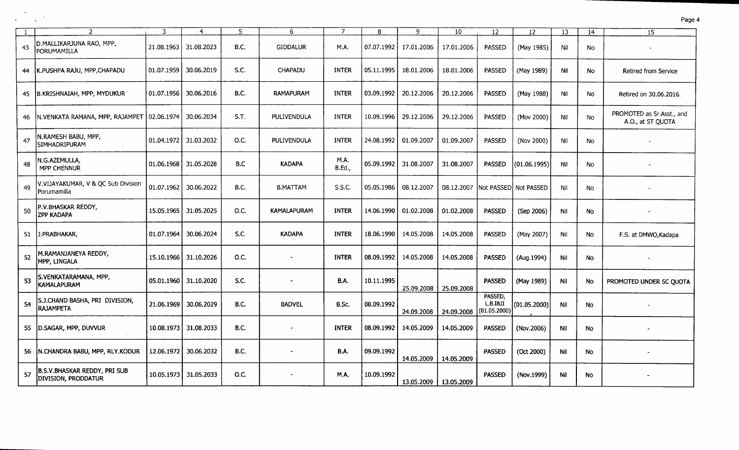| 1 | 2 | 3 | 4 | 5 | 6 | 7 | 8 | 9 | 10 | 12 | 12 | 13 | 14 | 15 |
|---|---|---|---|---|---|---|---|---|---|---|---|---|---|---|
| 43 | D.MALLIKARJUNA RAO, MPP, PORUMAMILLA | 21.08.1963 | 31.08.2023 | B.C. | GIDDALUR | M.A. | 07.07.1992 | 17.01.2006 | 17.01.2006 | PASSED | (May 1985) | Nil | No | - |
| 44 | K.PUSHPA RAJU, MPP,CHAPADU | 01.07.1959 | 30.06.2019 | S.C. | CHAPADU | INTER | 05.11.1995 | 18.01.2006 | 18.01.2006 | PASSED | (May 1989) | Nil | No | Retired from Service |
| 45 | B.KRISHNAIAH, MPP, MYDUKUR | 01.07.1956 | 30.06.2016 | B.C. | RAMAPURAM | INTER | 03.09.1992 | 20.12.2006 | 20.12.2006 | PASSED | (May 1988) | Nil | No | Retired on 30.06.2016. |
| 46 | N.VENKATA RAMANA, MPP, RAJAMPET | 02.06.1974 | 30.06.2034 | S.T. | PULIVENDULA | INTER | 10.09.1996 | 29.12.2006 | 29.12.2006 | PASSED | (Mov 2000) | Nil | No | PROMOTED as Sr.Asst., and A.O., at ST QUOTA |
| 47 | N.RAMESH BABU, MPP, SIMHADRIPURAM | 01.04.1972 | 31.03.2032 | O.C. | PULIVENDULA | INTER | 24.08.1992 | 01.09.2007 | 01.09.2007 | PASSED | (Nov 2000) | Nil | No | - |
| 48 | N.G.AZEMULLA, MPP CHENNUR | 01.06.1968 | 31.05.2028 | B.C | KADAPA | M.A. B.Ed., | 05.09.1992 | 31.08.2007 | 31.08.2007 | PASSED | (01.06.1995) | Nil | No | - |
| 49 | V.VIJAYAKUMAR, V & QC Sub Division Porumamilla | 01.07.1962 | 30.06.2022 | B.C. | B.MATTAM | S.S.C. | 05.05.1986 | 08.12.2007 | 08.12.2007 | Not PASSED | Not PASSED | Nil | No | - |
| 50 | P.V.BHASKAR REDDY, ZPP KADAPA | 15.05.1965 | 31.05.2025 | O.C. | KAMALAPURAM | INTER | 14.06.1990 | 01.02.2008 | 01.02.2008 | PASSED | (Sep 2006) | Nil | No | - |
| 51 | J.PRABHAKAR, | 01.07.1964 | 30.06.2024 | S.C. | KADAPA | INTER | 18.06.1990 | 14.05.2008 | 14.05.2008 | PASSED | (May 2007) | Nil | No | F.S. at DMWO,Kadapa |
| 52 | M.RAMANJANEYA REDDY, MPP, LINGALA | 15.10.1966 | 31.10.2026 | O.C. | - | INTER | 08.09.1992 | 14.05.2008 | 14.05.2008 | PASSED | (Aug.1994) | Nil | No | - |
| 53 | S.VENKATARAMANA, MPP, KAMALAPURAM | 05.01.1960 | 31.10.2020 | S.C. | - | B.A. | 10.11.1995 | 25.09.2008 | 25.09.2008 | PASSED | (May 1989) | Nil | No | PROMOTED UNDER SC QUOTA |
| 54 | S.J.CHAND BASHA, PRI DIVISION, RAJAMPETA | 21.06.1969 | 30.06.2029 | B.C. | BADVEL | B.Sc. | 08.09.1992 | 24.09.2008 | 24.09.2008 | PASSED, L.B.I&II (01.05.2000) | (01.05.2000) | Nil | No | - |
| 55 | D.SAGAR, MPP, DUVVUR | 10.08.1973 | 31.08.2033 | B.C. | - | INTER | 08.09.1992 | 14.05.2009 | 14.05.2009 | PASSED | (Nov.2006) | Nil | No | - |
| 56 | N.CHANDRA BABU, MPP, RLY.KODUR | 12.06.1972 | 30.06.2032 | B.C. | - | B.A. | 09.09.1992 | 14.05.2009 | 14.05.2009 | PASSED | (Oct 2000) | Nil | No | - |
| 57 | B.S.V.BHASKAR REDDY, PRI SUB DIVISION, PRODDATUR | 10.05.1973 | 31.05.2033 | O.C. | - | M.A. | 10.09.1992 | 13.05.2009 | 13.05.2009 | PASSED | (Nov.1999) | Nil | No | - |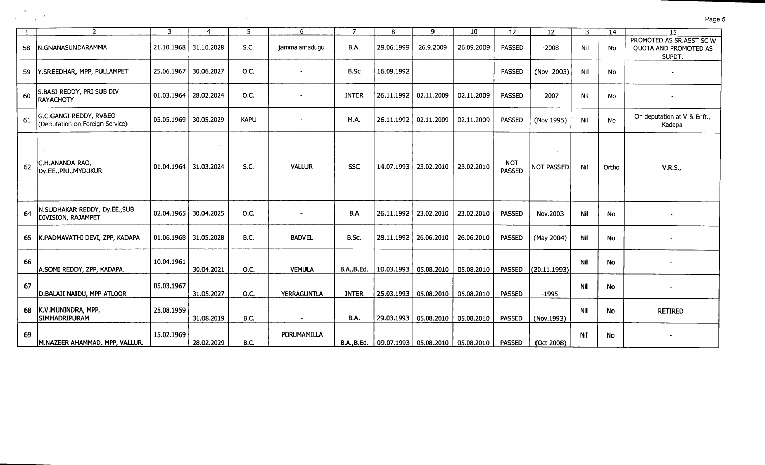| 1 | 2 | 3 | 4 | 5 | 6 | 7 | 8 | 9 | 10 | 12 | 12 | .3 | 14 | 15 |
|---|---|---|---|---|---|---|---|---|---|---|---|---|---|---|
| 58 | N.GNANASUNDARAMMA | 21.10.1968 | 31.10.2028 | S.C. | jammalamadugu | B.A. | 28.06.1999 | 26.9.2009 | 26.09.2009 | PASSED | -2008 | Nil | No | PROMOTED AS SR.ASST SC W QUOTA AND PROMOTED AS SUPDT. |
| 59 | Y.SREEDHAR, MPP, PULLAMPET | 25.06.1967 | 30.06.2027 | O.C. | - | B.Sc | 16.09.1992 | | | PASSED | (Nov 2003) | Nil | No | - |
| 60 | S.BASI REDDY, PRI SUB DIV RAYACHOTY | 01.03.1964 | 28.02.2024 | O.C. | - | INTER | 26.11.1992 | 02.11.2009 | 02.11.2009 | PASSED | -2007 | Nil | No | - |
| 61 | G.C.GANGI REDDY, RV&EO (Deputation on Foreign Service) | 05.05.1969 | 30.05.2029 | KAPU | - | M.A. | 26.11.1992 | 02.11.2009 | 02.11.2009 | PASSED | (Nov 1995) | Nil | No | On deputation at V & Enft., Kadapa |
| 62 | C.H.ANANDA RAO, Dy.EE.,PIU.,MYDUKUR | 01.04.1964 | 31.03.2024 | S.C. | VALLUR | SSC | 14.07.1993 | 23.02.2010 | 23.02.2010 | NOT PASSED | NOT PASSED | Nil | Ortho | V.R.S., |
| 64 | N.SUDHAKAR REDDY, Dy.EE.,SUB DIVISION, RAJAMPET | 02.04.1965 | 30.04.2025 | O.C. | - | B.A | 26.11.1992 | 23.02.2010 | 23.02.2010 | PASSED | Nov.2003 | Nil | No | - |
| 65 | K.PADMAVATHI DEVI, ZPP, KADAPA | 01.06.1968 | 31.05.2028 | B.C. | BADVEL | B.Sc. | 28.11.1992 | 26.06.2010 | 26.06.2010 | PASSED | (May 2004) | Nil | No | - |
| 66 | A.SOMI REDDY, ZPP, KADAPA. | 10.04.1961 | 30.04.2021 | O.C. | VEMULA | B.A.,B.Ed. | 10.03.1993 | 05.08.2010 | 05.08.2010 | PASSED | (20.11.1993) | Nil | No | - |
| 67 | D.BALAJI NAIDU, MPP ATLOOR | 05.03.1967 | 31.05.2027 | O.C. | YERRAGUNTLA | INTER | 25.03.1993 | 05.08.2010 | 05.08.2010 | PASSED | -1995 | Nil | No | - |
| 68 | K.V.MUNINDRA, MPP, SIMHADRIPURAM | 25.08.1959 | 31.08.2019 | B.C. | - | B.A. | 29.03.1993 | 05.08.2010 | 05.08.2010 | PASSED | (Nov.1993) | Nil | No | RETIRED |
| 69 | M.NAZEER AHAMMAD, MPP, VALLUR. | 15.02.1969 | 28.02.2029 | B.C. | PORUMAMILLA | B.A.,B.Ed. | 09.07.1993 | 05.08.2010 | 05.08.2010 | PASSED | (Oct 2008) | Nil | No | - |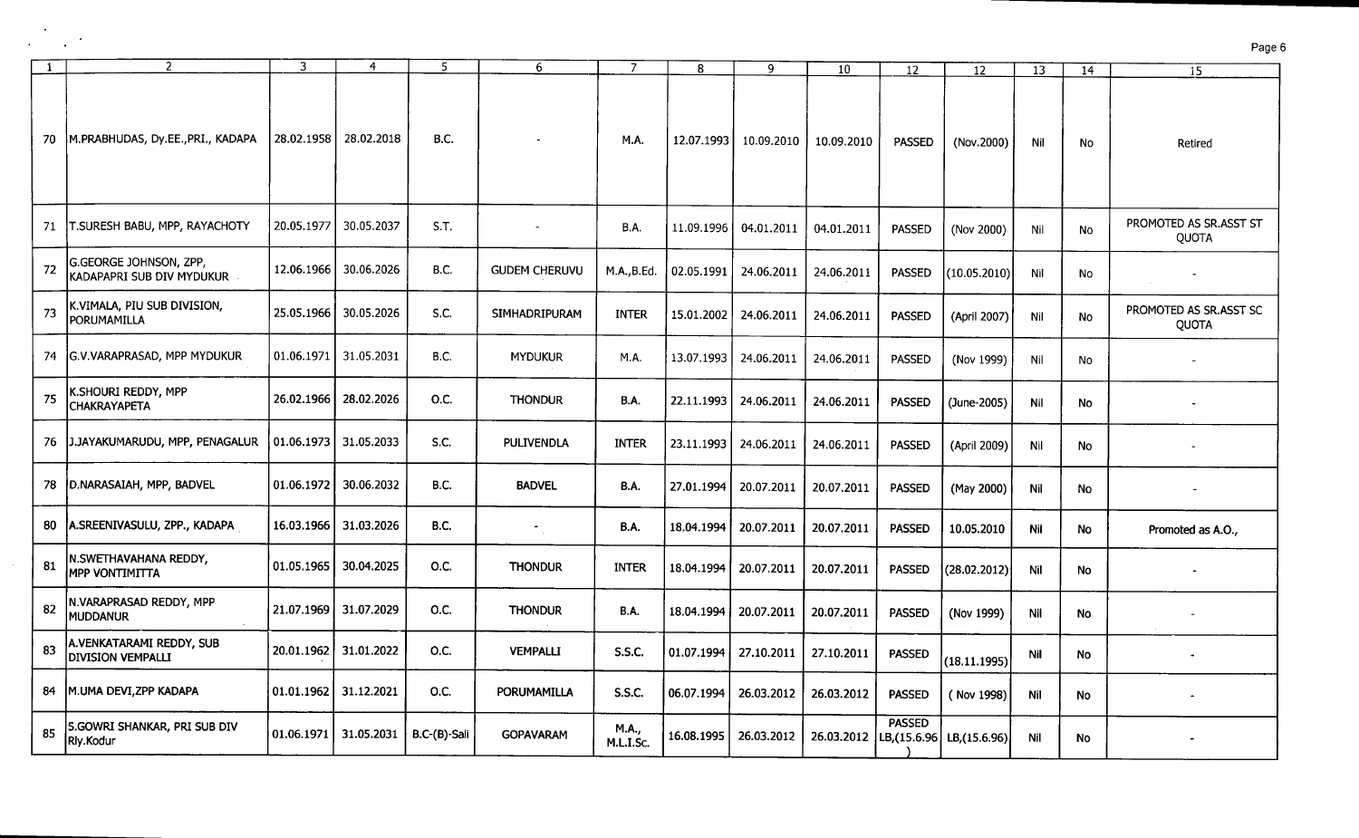| 1 | 2 | 3 | 4 | 5 | 6 | 7 | 8 | 9 | 10 | 12 | 12 | 13 | 14 | 15 |
|---|---|---|---|---|---|---|---|---|---|---|---|---|---|---|
| 70 | M.PRABHUDAS, Dy.EE.,PRI., KADAPA | 28.02.1958 | 28.02.2018 | B.C. | - | M.A. | 12.07.1993 | 10.09.2010 | 10.09.2010 | PASSED | (Nov.2000) | Nil | No | Retired |
| 71 | T.SURESH BABU, MPP, RAYACHOTY | 20.05.1977 | 30.05.2037 | S.T. | - | B.A. | 11.09.1996 | 04.01.2011 | 04.01.2011 | PASSED | (Nov 2000) | Nil | No | PROMOTED AS SR.ASST ST QUOTA |
| 72 | G.GEORGE JOHNSON, ZPP, KADAPAPRI SUB DIV MYDUKUR | 12.06.1966 | 30.06.2026 | B.C. | GUDEM CHERUVU | M.A.,B.Ed. | 02.05.1991 | 24.06.2011 | 24.06.2011 | PASSED | (10.05.2010) | Nil | No | - |
| 73 | K.VIMALA, PIU SUB DIVISION, PORUMAMILLA | 25.05.1966 | 30.05.2026 | S.C. | SIMHADRIPURAM | INTER | 15.01.2002 | 24.06.2011 | 24.06.2011 | PASSED | (April 2007) | Nil | No | PROMOTED AS SR.ASST SC QUOTA |
| 74 | G.V.VARAPRASAD, MPP MYDUKUR | 01.06.1971 | 31.05.2031 | B.C. | MYDUKUR | M.A. | 13.07.1993 | 24.06.2011 | 24.06.2011 | PASSED | (Nov 1999) | Nil | No | - |
| 75 | K.SHOURI REDDY, MPP CHAKRAYAPETA | 26.02.1966 | 28.02.2026 | O.C. | THONDUR | B.A. | 22.11.1993 | 24.06.2011 | 24.06.2011 | PASSED | (June-2005) | Nil | No | - |
| 76 | J.JAYAKUMARUDU, MPP, PENAGALUR | 01.06.1973 | 31.05.2033 | S.C. | PULIVENDLA | INTER | 23.11.1993 | 24.06.2011 | 24.06.2011 | PASSED | (April 2009) | Nil | No | - |
| 78 | D.NARASAIAH, MPP, BADVEL | 01.06.1972 | 30.06.2032 | B.C. | BADVEL | B.A. | 27.01.1994 | 20.07.2011 | 20.07.2011 | PASSED | (May 2000) | Nil | No | - |
| 80 | A.SREENIVASULU, ZPP., KADAPA | 16.03.1966 | 31.03.2026 | B.C. | - | B.A. | 18.04.1994 | 20.07.2011 | 20.07.2011 | PASSED | 10.05.2010 | Nil | No | Promoted as A.O., |
| 81 | N.SWETHAVAHANA REDDY, MPP VONTIMITTA | 01.05.1965 | 30.04.2025 | O.C. | THONDUR | INTER | 18.04.1994 | 20.07.2011 | 20.07.2011 | PASSED | (28.02.2012) | Nil | No | - |
| 82 | N.VARAPRASAD REDDY, MPP MUDDANUR | 21.07.1969 | 31.07.2029 | O.C. | THONDUR | B.A. | 18.04.1994 | 20.07.2011 | 20.07.2011 | PASSED | (Nov 1999) | Nil | No | - |
| 83 | A.VENKATARAMI REDDY, SUB DIVISION VEMPALLI | 20.01.1962 | 31.01.2022 | O.C. | VEMPALLI | S.S.C. | 01.07.1994 | 27.10.2011 | 27.10.2011 | PASSED | (18.11.1995) | Nil | No | - |
| 84 | M.UMA DEVI,ZPP KADAPA | 01.01.1962 | 31.12.2021 | O.C. | PORUMAMILLA | S.S.C. | 06.07.1994 | 26.03.2012 | 26.03.2012 | PASSED | ( Nov 1998) | Nil | No | - |
| 85 | S.GOWRI SHANKAR, PRI SUB DIV Rly.Kodur | 01.06.1971 | 31.05.2031 | B.C-(B)-Sali | GOPAVARAM | M.A., M.L.I.Sc. | 16.08.1995 | 26.03.2012 | 26.03.2012 | PASSED LB,(15.6.96) | LB,(15.6.96) | Nil | No | - |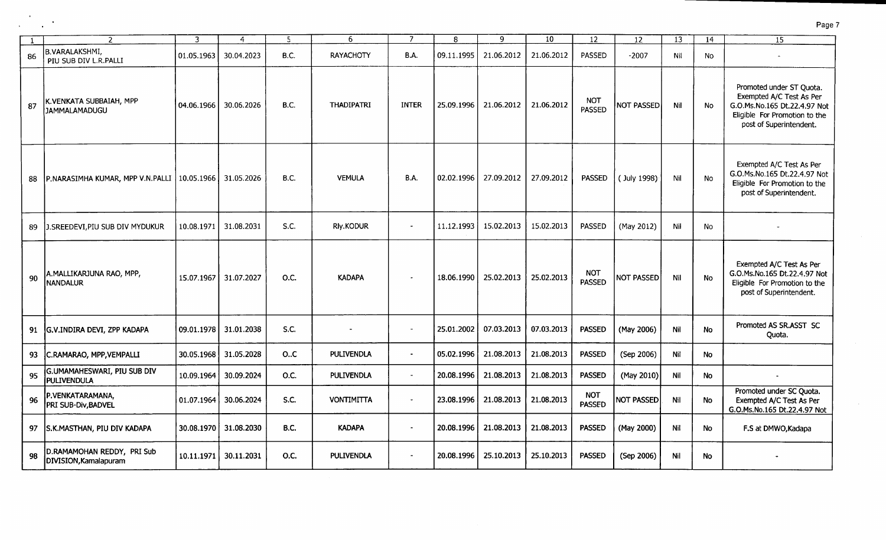| 1 | 2 | 3 | 4 | 5 | 6 | 7 | 8 | 9 | 10 | 12 | 12 | 13 | 14 | 15 |
|---|---|---|---|---|---|---|---|---|---|---|---|---|---|---|
| 86 | B.VARALAKSHMI, PIU SUB DIV L.R.PALLI | 01.05.1963 | 30.04.2023 | B.C. | RAYACHOTY | B.A. | 09.11.1995 | 21.06.2012 | 21.06.2012 | PASSED | -2007 | Nil | No | - |
| 87 | K.VENKATA SUBBAIAH, MPP JAMMALAMADUGU | 04.06.1966 | 30.06.2026 | B.C. | THADIPATRI | INTER | 25.09.1996 | 21.06.2012 | 21.06.2012 | NOT PASSED | NOT PASSED | Nil | No | Promoted under ST Quota. Exempted A/C Test As Per G.O.Ms.No.165 Dt.22.4.97 Not Eligible For Promotion to the post of Superintendent. |
| 88 | P.NARASIMHA KUMAR, MPP V.N.PALLI | 10.05.1966 | 31.05.2026 | B.C. | VEMULA | B.A. | 02.02.1996 | 27.09.2012 | 27.09.2012 | PASSED | ( July 1998) | Nil | No | Exempted A/C Test As Per G.O.Ms.No.165 Dt.22.4.97 Not Eligible For Promotion to the post of Superintendent. |
| 89 | J.SREEDEVI,PIU SUB DIV MYDUKUR | 10.08.1971 | 31.08.2031 | S.C. | Rly.KODUR | - | 11.12.1993 | 15.02.2013 | 15.02.2013 | PASSED | (May 2012) | Nil | No | - |
| 90 | A.MALLIKARJUNA RAO, MPP, NANDALUR | 15.07.1967 | 31.07.2027 | O.C. | KADAPA | - | 18.06.1990 | 25.02.2013 | 25.02.2013 | NOT PASSED | NOT PASSED | Nil | No | Exempted A/C Test As Per G.O.Ms.No.165 Dt.22.4.97 Not Eligible For Promotion to the post of Superintendent. |
| 91 | G.V.INDIRA DEVI, ZPP KADAPA | 09.01.1978 | 31.01.2038 | S.C. | - | - | 25.01.2002 | 07.03.2013 | 07.03.2013 | PASSED | (May 2006) | Nil | No | Promoted AS SR.ASST SC Quota. |
| 93 | C.RAMARAO, MPP,VEMPALLI | 30.05.1968 | 31.05.2028 | O..C | PULIVENDLA | - | 05.02.1996 | 21.08.2013 | 21.08.2013 | PASSED | (Sep 2006) | Nil | No | |
| 95 | G.UMAMAHESWARI, PIU SUB DIV PULIVENDULA | 10.09.1964 | 30.09.2024 | O.C. | PULIVENDLA | - | 20.08.1996 | 21.08.2013 | 21.08.2013 | PASSED | (May 2010) | Nil | No | - |
| 96 | P.VENKATARAMANA, PRI SUB-Div,BADVEL | 01.07.1964 | 30.06.2024 | S.C. | VONTIMITTA | - | 23.08.1996 | 21.08.2013 | 21.08.2013 | NOT PASSED | NOT PASSED | Nil | No | Promoted under SC Quota. Exempted A/C Test As Per G.O.Ms.No.165 Dt.22.4.97 Not |
| 97 | S.K.MASTHAN, PIU DIV KADAPA | 30.08.1970 | 31.08.2030 | B.C. | KADAPA | - | 20.08.1996 | 21.08.2013 | 21.08.2013 | PASSED | (May 2000) | Nil | No | F.S at DMWO,Kadapa |
| 98 | D.RAMAMOHAN REDDY, PRI Sub DIVISION,Kamalapuram | 10.11.1971 | 30.11.2031 | O.C. | PULIVENDLA | - | 20.08.1996 | 25.10.2013 | 25.10.2013 | PASSED | (Sep 2006) | Nil | No | - |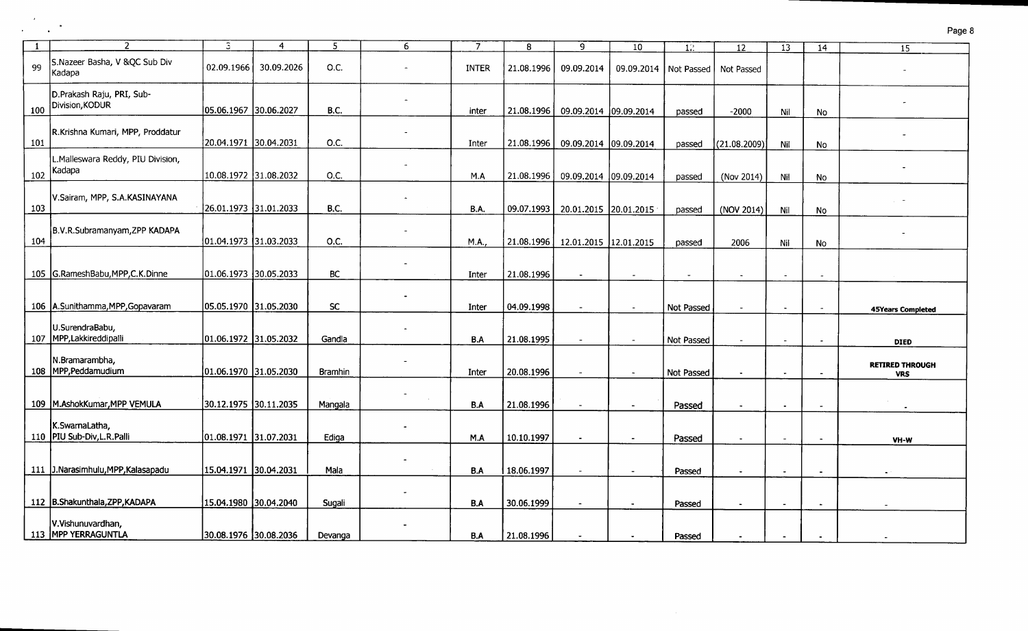| 1 | 2 | 3 | 4 | 5 | 6 | 7 | 8 | 9 | 10 | 11 | 12 | 13 | 14 | 15 |
|---|---|---|---|---|---|---|---|---|---|---|---|---|---|---|
| 99 | S.Nazeer Basha, V &QC Sub Div Kadapa | 02.09.1966 | 30.09.2026 | O.C. | - | INTER | 21.08.1996 | 09.09.2014 | 09.09.2014 | Not Passed | Not Passed | | | - |
| 100 | D.Prakash Raju, PRI, Sub-Division,KODUR | 05.06.1967 | 30.06.2027 | B.C. | - | inter | 21.08.1996 | 09.09.2014 | 09.09.2014 | passed | -2000 | Nil | No | - |
| 101 | R.Krishna Kumari, MPP, Proddatur | 20.04.1971 | 30.04.2031 | O.C. | - | Inter | 21.08.1996 | 09.09.2014 | 09.09.2014 | passed | (21.08.2009) | Nil | No | - |
| 102 | L.Malleswara Reddy, PIU Division, Kadapa | 10.08.1972 | 31.08.2032 | O.C. | - | M.A | 21.08.1996 | 09.09.2014 | 09.09.2014 | passed | (Nov 2014) | Nil | No | - |
| 103 | V.Sairam, MPP, S.A.KASINAYANA | 26.01.1973 | 31.01.2033 | B.C. | - | B.A. | 09.07.1993 | 20.01.2015 | 20.01.2015 | passed | (NOV 2014) | Nil | No | - |
| 104 | B.V.R.Subramanyam,ZPP KADAPA | 01.04.1973 | 31.03.2033 | O.C. | - | M.A., | 21.08.1996 | 12.01.2015 | 12.01.2015 | passed | 2006 | Nil | No | - |
| 105 | G.RameshBabu,MPP,C.K.Dinne | 01.06.1973 | 30.05.2033 | BC | - | Inter | 21.08.1996 | - | - | - | - | - | - | |
| 106 | A.Sunithamma,MPP,Gopavaram | 05.05.1970 | 31.05.2030 | SC | - | Inter | 04.09.1998 | - | - | Not Passed | - | - | - | **45Years Completed** |
| 107 | U.SurendraBabu, MPP,Lakkireddipalli | 01.06.1972 | 31.05.2032 | Gandla | - | B.A | 21.08.1995 | - | - | Not Passed | - | - | - | **DIED** |
| 108 | N.Bramarambha, MPP,Peddamudium | 01.06.1970 | 31.05.2030 | Bramhin | - | Inter | 20.08.1996 | - | - | Not Passed | - | - | - | **RETIRED THROUGH VRS** |
| 109 | M.AshokKumar,MPP VEMULA | 30.12.1975 | 30.11.2035 | Mangala | - | B.A | 21.08.1996 | - | - | Passed | - | - | - | - |
| 110 | K.SwarnaLatha, PIU Sub-Div,L.R.Palli | 01.08.1971 | 31.07.2031 | Ediga | - | M.A | 10.10.1997 | - | - | Passed | - | - | - | **VH-W** |
| 111 | J.Narasimhulu,MPP,Kalasapadu | 15.04.1971 | 30.04.2031 | Mala | - | B.A | 18.06.1997 | - | - | Passed | - | - | - | - |
| 112 | B.Shakunthala,ZPP,KADAPA | 15.04.1980 | 30.04.2040 | Sugali | - | B.A | 30.06.1999 | - | - | Passed | - | - | - | - |
| 113 | V.Vishunuvardhan, MPP YERRAGUNTLA | 30.08.1976 | 30.08.2036 | Devanga | - | B.A | 21.08.1996 | - | - | Passed | - | - | - | - |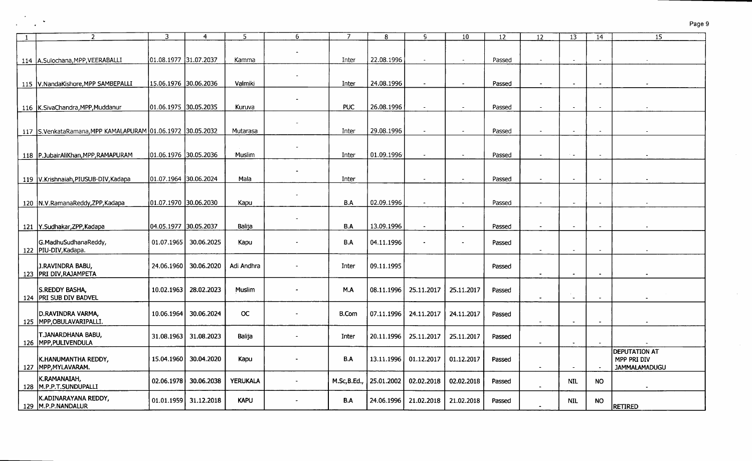| 1 | 2 | 3 | 4 | 5 | 6 | 7 | 8 | 9 | 10 | 12 | 12 | 13 | 14 | 15 |
|---|---|---|---|---|---|---|---|---|---|---|---|---|---|---|
| 114 | A.Sulochana,MPP,VEERABALLI | 01.08.1977 | 31.07.2037 | Kamma | - | Inter | 22.08.1996 | - | - | Passed | - | - | - | - |
| 115 | V.NandaKishore,MPP SAMBEPALLI | 15.06.1976 | 30.06.2036 | Valmiki | - | Inter | 24.08.1996 | - | - | Passed | - | - | - | - |
| 116 | K.SivaChandra,MPP,Muddanur | 01.06.1975 | 30.05.2035 | Kuruva | - | PUC | 26.08.1996 | - | - | Passed | - | - | - | - |
| 117 | S.VenkataRamana,MPP KAMALAPURAM | 01.06.1972 | 30.05.2032 | Mutarasa | - | Inter | 29.08.1996 | - | - | Passed | - | - | - | - |
| 118 | P.JubairAliKhan,MPP,RAMAPURAM | 01.06.1976 | 30.05.2036 | Muslim | - | Inter | 01.09.1996 | - | - | Passed | - | - | - | - |
| 119 | V.Krishnaiah,PIUSUB-DIV,Kadapa | 01.07.1964 | 30.06.2024 | Mala | - | Inter | | - | - | Passed | - | - | - | - |
| 120 | N.V.RamanaReddy,ZPP,Kadapa | 01.07.1970 | 30.06.2030 | Kapu | - | B.A | 02.09.1996 | - | - | Passed | - | - | - | - |
| 121 | Y.Sudhakar,ZPP,Kadapa | 04.05.1977 | 30.05.2037 | Balija | - | B.A | 13.09.1996 | - | - | Passed | - | - | - | - |
| 122 | G.MadhuSudhanaReddy, PIU-DIV,Kadapa. | 01.07.1965 | 30.06.2025 | Kapu | - | B.A | 04.11.1996 | - | - | Passed | - | - | - | - |
| 123 | J.RAVINDRA BABU, PRI DIV,RAJAMPETA | 24.06.1960 | 30.06.2020 | Adi Andhra | - | Inter | 09.11.1995 | | | Passed | - | - | - | - |
| 124 | S.REDDY BASHA, PRI SUB DIV BADVEL | 10.02.1963 | 28.02.2023 | Muslim | - | M.A | 08.11.1996 | 25.11.2017 | 25.11.2017 | Passed | - | - | - | - |
| 125 | D.RAVINDRA VARMA, MPP,OBULAVARIPALLI. | 10.06.1964 | 30.06.2024 | OC | - | B.Com | 07.11.1996 | 24.11.2017 | 24.11.2017 | Passed | - | - | - | - |
| 126 | T.JANARDHANA BABU, MPP,PULIVENDULA | 31.08.1963 | 31.08.2023 | Balija | - | Inter | 20.11.1996 | 25.11.2017 | 25.11.2017 | Passed | - | - | - | - |
| 127 | K.HANUMANTHA REDDY, MPP,MYLAVARAM. | 15.04.1960 | 30.04.2020 | Kapu | - | B.A | 13.11.1996 | 01.12.2017 | 01.12.2017 | Passed | - | - | - | DEPUTATION AT MPP PRI DIV JAMMALAMADUGU |
| 128 | K.RAMANAIAH, M.P.P.T.SUNDUPALLI | 02.06.1978 | 30.06.2038 | YERUKALA | - | M.Sc,B.Ed., | 25.01.2002 | 02.02.2018 | 02.02.2018 | Passed | - | NIL | NO | - |
| 129 | K.ADINARAYANA REDDY, M.P.P.NANDALUR | 01.01.1959 | 31.12.2018 | KAPU | - | B.A | 24.06.1996 | 21.02.2018 | 21.02.2018 | Passed | - | NIL | NO | RETIRED |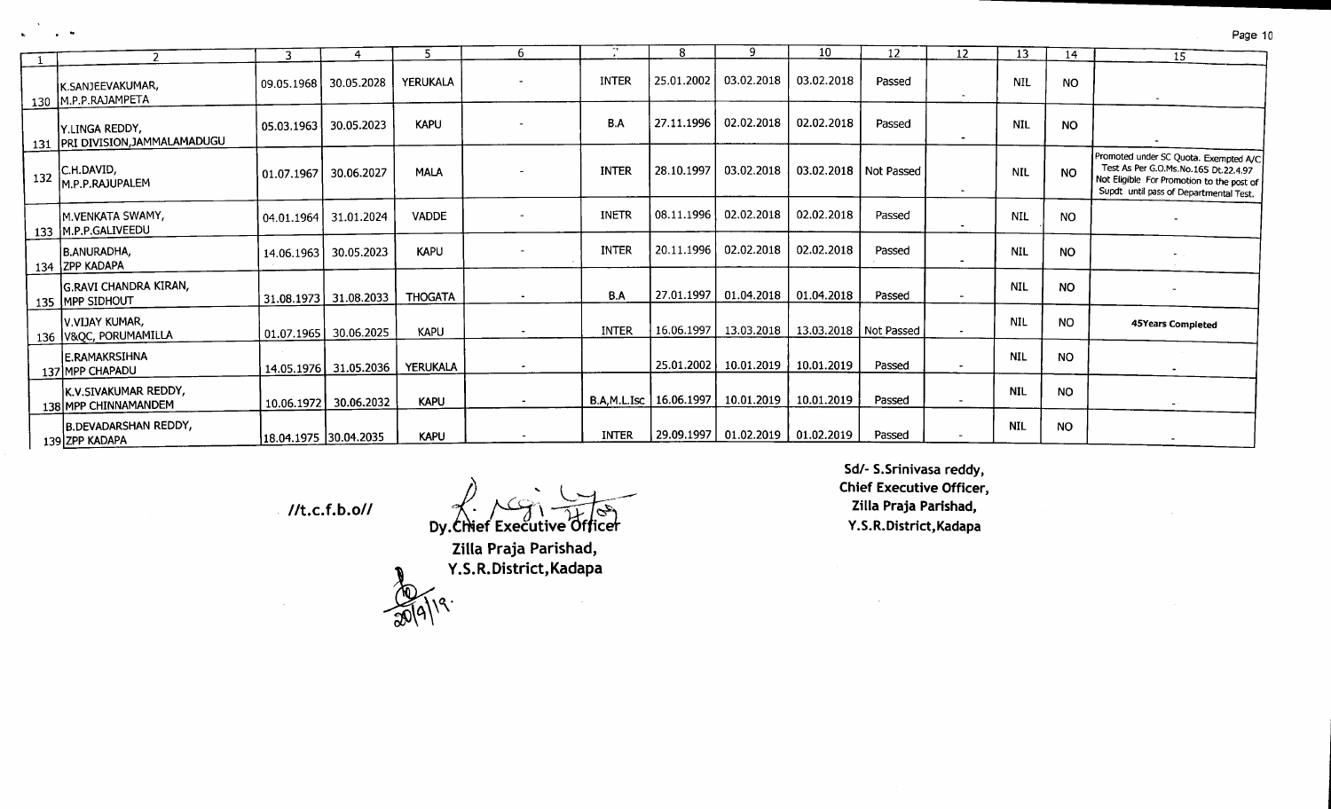| 1 | 2 | 3 | 4 | 5 | 6 | 7 | 8 | 9 | 10 | 12 | 12 | 13 | 14 | 15 |
|---|---|---|---|---|---|---|---|---|---|---|---|---|---|---|
| 130 | K.SANJEEVAKUMAR, M.P.P.RAJAMPETA | 09.05.1968 | 30.05.2028 | YERUKALA | - | INTER | 25.01.2002 | 03.02.2018 | 03.02.2018 | Passed | - | NIL | NO | - |
| 131 | Y.LINGA REDDY, PRI DIVISION,JAMMALAMADUGU | 05.03.1963 | 30.05.2023 | KAPU | - | B.A | 27.11.1996 | 02.02.2018 | 02.02.2018 | Passed | - | NIL | NO | - |
| 132 | C.H.DAVID, M.P.P.RAJUPALEM | 01.07.1967 | 30.06.2027 | MALA | - | INTER | 28.10.1997 | 03.02.2018 | 03.02.2018 | Not Passed | - | NIL | NO | Promoted under SC Quota. Exempted A/C Test As Per G.O.Ms.No.165 Dt.22.4.97 Not Eligible For Promotion to the post of Supdt until pass of Departmental Test. |
| 133 | M.VENKATA SWAMY, M.P.P.GALIVEEDU | 04.01.1964 | 31.01.2024 | VADDE | - | INETR | 08.11.1996 | 02.02.2018 | 02.02.2018 | Passed | - | NIL | NO | - |
| 134 | B.ANURADHA, ZPP KADAPA | 14.06.1963 | 30.05.2023 | KAPU | - | INTER | 20.11.1996 | 02.02.2018 | 02.02.2018 | Passed | - | NIL | NO | - |
| 135 | G.RAVI CHANDRA KIRAN, MPP SIDHOUT | 31.08.1973 | 31.08.2033 | THOGATA | - | B.A | 27.01.1997 | 01.04.2018 | 01.04.2018 | Passed | - | NIL | NO | - |
| 136 | V.VIJAY KUMAR, V&QC, PORUMAMILLA | 01.07.1965 | 30.06.2025 | KAPU | - | INTER | 16.06.1997 | 13.03.2018 | 13.03.2018 | Not Passed | - | NIL | NO | **45Years Completed** |
| 137 | E.RAMAKRSIHNA MPP CHAPADU | 14.05.1976 | 31.05.2036 | YERUKALA | - | | 25.01.2002 | 10.01.2019 | 10.01.2019 | Passed | - | NIL | NO | - |
| 138 | K.V.SIVAKUMAR REDDY, MPP CHINNAMANDEM | 10.06.1972 | 30.06.2032 | KAPU | - | B.A,M.L.Isc | 16.06.1997 | 10.01.2019 | 10.01.2019 | Passed | - | NIL | NO | - |
| 139 | B.DEVADARSHAN REDDY, ZPP KADAPA | 18.04.1975 | 30.04.2035 | KAPU | - | INTER | 29.09.1997 | 01.02.2019 | 01.02.2019 | Passed | - | NIL | NO | - |

//t.c.f.b.o//

Dy.Chief Executive Officer
Zilla Praja Parishad,
Y.S.R.District,Kadapa

**Sd/- S.Srinivasa reddy,**
**Chief Executive Officer,**
**Zilla Praja Parishad,**
**Y.S.R.District,Kadapa**